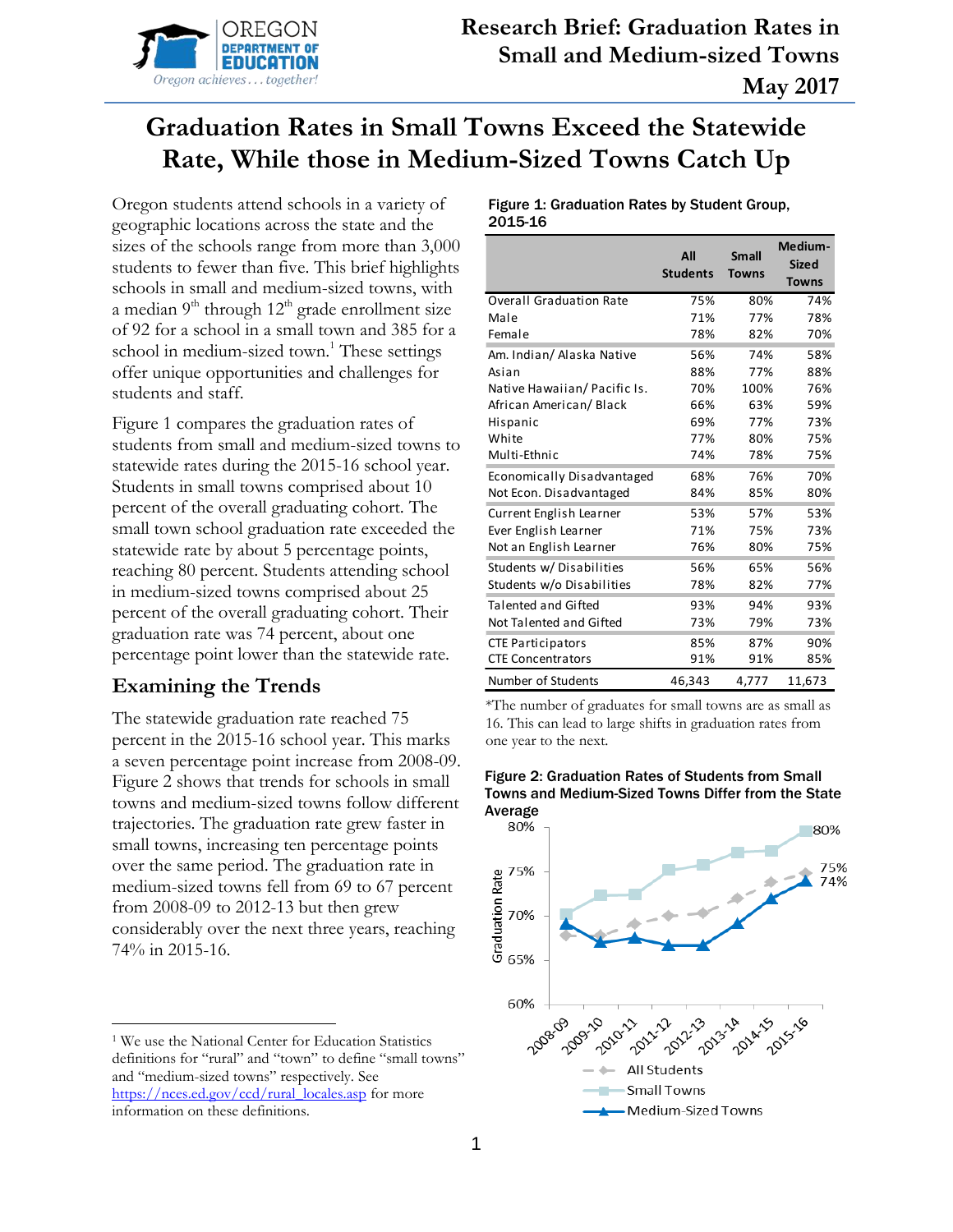# Research Brief: Graduation Rates in Small and Medium-sized Towns

**May 2017**

# Graduation Rates in Small Towns Exceed the Statewide Rate, While those in Medium-Sized Towns Catch Up

Oregon students attend schools in a variety of geographic locations across the state and the sizes of the schools range from more than 3,000 students to fewer than five. This brief highlights schools in small and medium-sized towns, with a median 9th through 12th grade enrollment size of 92 for a school in a small town and 385 for a school in medium-sized town.[1] These settings offer unique opportunities and challenges for students and staff.

Figure 1 compares the graduation rates of students from small and medium-sized towns to statewide rates during the 2015-16 school year. Students in small towns comprised about 10 percent of the overall graduating cohort. The small town school graduation rate exceeded the statewide rate by about 5 percentage points, reaching 80 percent. Students attending school in medium-sized towns comprised about 25 percent of the overall graduating cohort. Their graduation rate was 74 percent, about one percentage point lower than the statewide rate.

## Examining the Trends

The statewide graduation rate reached 75 percent in the 2015-16 school year. This marks a seven percentage point increase from 2008-09. Figure 2 shows that trends for schools in small towns and medium-sized towns follow different trajectories. The graduation rate grew faster in small towns, increasing ten percentage points over the same period. The graduation rate in medium-sized towns fell from 69 to 67 percent from 2008-09 to 2012-13 but then grew considerably over the next three years, reaching 74% in 2015-16.

**Figure 1: Graduation Rates by Student Group, 2015-16**

| | All Students | Small Towns | Medium-Sized Towns |
|---|---|---|---|
| Overall Graduation Rate | 75% | 80% | 74% |
| Male | 71% | 77% | 78% |
| Female | 78% | 82% | 70% |
| Am. Indian/ Alaska Native | 56% | 74% | 58% |
| Asian | 88% | 77% | 88% |
| Native Hawaiian/ Pacific Is. | 70% | 100% | 76% |
| African American/ Black | 66% | 63% | 59% |
| Hispanic | 69% | 77% | 73% |
| White | 77% | 80% | 75% |
| Multi-Ethnic | 74% | 78% | 75% |
| Economically Disadvantaged | 68% | 76% | 70% |
| Not Econ. Disadvantaged | 84% | 85% | 80% |
| Current English Learner | 53% | 57% | 53% |
| Ever English Learner | 71% | 75% | 73% |
| Not an English Learner | 76% | 80% | 75% |
| Students w/ Disabilities | 56% | 65% | 56% |
| Students w/o Disabilities | 78% | 82% | 77% |
| Talented and Gifted | 93% | 94% | 93% |
| Not Talented and Gifted | 73% | 79% | 73% |
| CTE Participators | 85% | 87% | 90% |
| CTE Concentrators | 91% | 91% | 85% |
| Number of Students | 46,343 | 4,777 | 11,673 |

*The number of graduates for small towns are as small as 16. This can lead to large shifts in graduation rates from one year to the next.

**Figure 2: Graduation Rates of Students from Small Towns and Medium-Sized Towns Differ from the State Average**

[1] We use the National Center for Education Statistics definitions for "rural" and "town" to define "small towns" and "medium-sized towns" respectively. See https://nces.ed.gov/ccd/rural_locales.asp for more information on these definitions.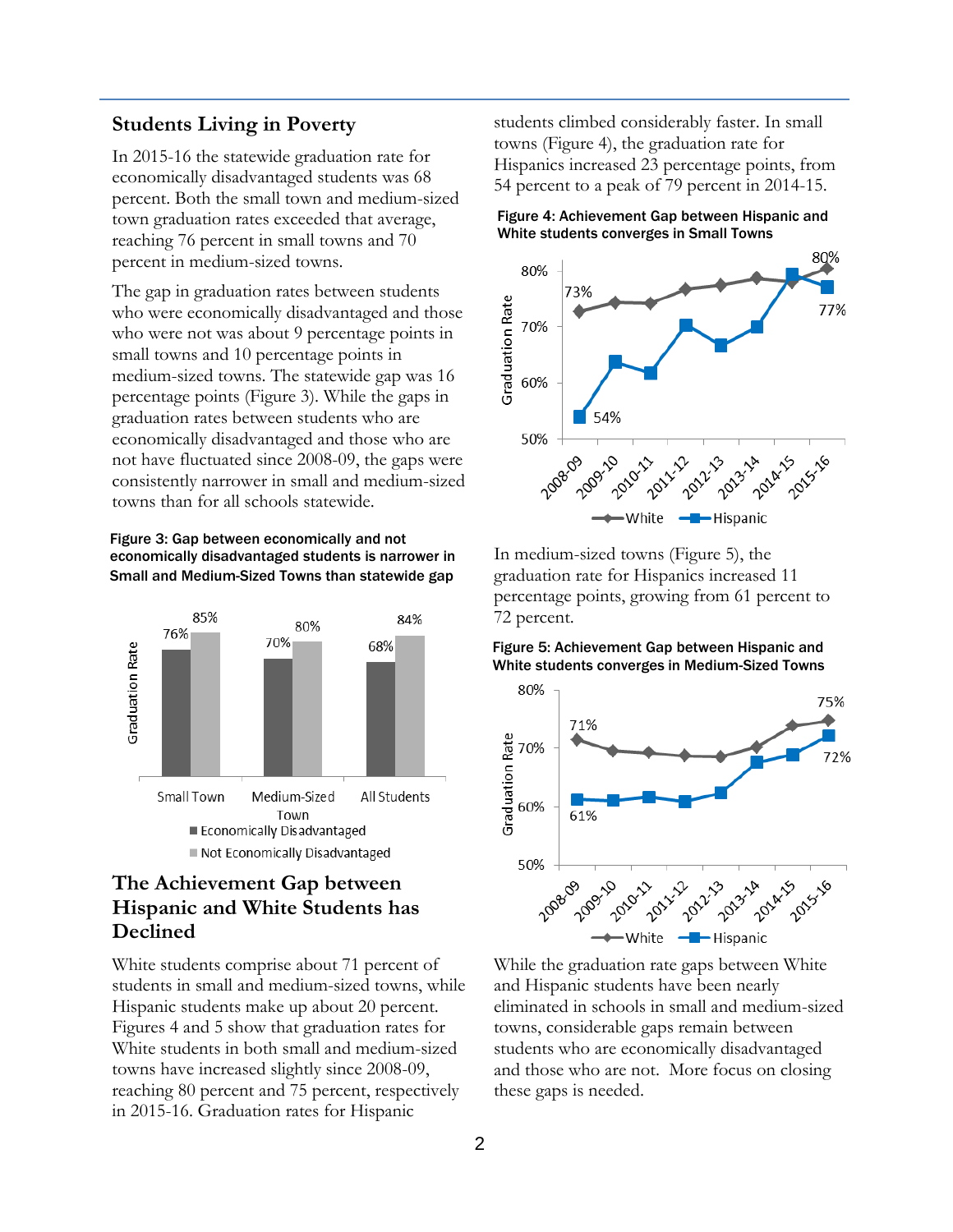## Students Living in Poverty

In 2015-16 the statewide graduation rate for economically disadvantaged students was 68 percent. Both the small town and medium-sized town graduation rates exceeded that average, reaching 76 percent in small towns and 70 percent in medium-sized towns.

The gap in graduation rates between students who were economically disadvantaged and those who were not was about 9 percentage points in small towns and 10 percentage points in medium-sized towns. The statewide gap was 16 percentage points (Figure 3). While the gaps in graduation rates between students who are economically disadvantaged and those who are not have fluctuated since 2008-09, the gaps were consistently narrower in small and medium-sized towns than for all schools statewide.

**Figure 3: Gap between economically and not economically disadvantaged students is narrower in Small and Medium-Sized Towns than statewide gap**

| | Economically Disadvantaged | Not Economically Disadvantaged |
|---|---|---|
| Small Town | 76% | 85% |
| Medium-Sized Town | 70% | 80% |
| All Students | 68% | 84% |

## The Achievement Gap between Hispanic and White Students has Declined

White students comprise about 71 percent of students in small and medium-sized towns, while Hispanic students make up about 20 percent. Figures 4 and 5 show that graduation rates for White students in both small and medium-sized towns have increased slightly since 2008-09, reaching 80 percent and 75 percent, respectively in 2015-16. Graduation rates for Hispanic students climbed considerably faster. In small towns (Figure 4), the graduation rate for Hispanics increased 23 percentage points, from 54 percent to a peak of 79 percent in 2014-15.

**Figure 4: Achievement Gap between Hispanic and White students converges in Small Towns**

| | 2008-09 | 2015-16 |
|---|---|---|
| White | 73% | 80% |
| Hispanic | 54% | 77% |

In medium-sized towns (Figure 5), the graduation rate for Hispanics increased 11 percentage points, growing from 61 percent to 72 percent.

**Figure 5: Achievement Gap between Hispanic and White students converges in Medium-Sized Towns**

| | 2008-09 | 2015-16 |
|---|---|---|
| White | 71% | 75% |
| Hispanic | 61% | 72% |

While the graduation rate gaps between White and Hispanic students have been nearly eliminated in schools in small and medium-sized towns, considerable gaps remain between students who are economically disadvantaged and those who are not. More focus on closing these gaps is needed.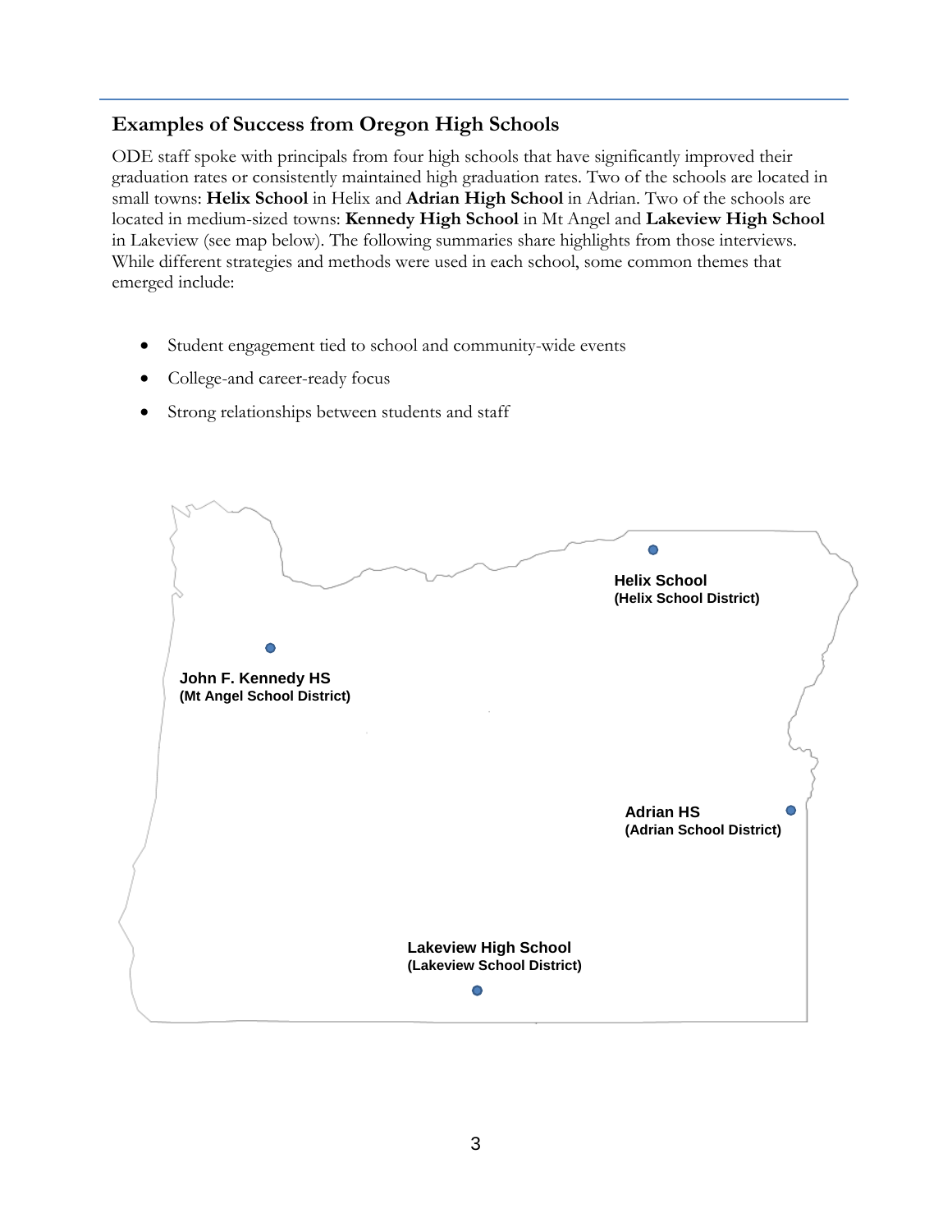## Examples of Success from Oregon High Schools

ODE staff spoke with principals from four high schools that have significantly improved their graduation rates or consistently maintained high graduation rates. Two of the schools are located in small towns: **Helix School** in Helix and **Adrian High School** in Adrian. Two of the schools are located in medium-sized towns: **Kennedy High School** in Mt Angel and **Lakeview High School** in Lakeview (see map below). The following summaries share highlights from those interviews. While different strategies and methods were used in each school, some common themes that emerged include:

- Student engagement tied to school and community-wide events
- College-and career-ready focus
- Strong relationships between students and staff

**Helix School**
**(Helix School District)**

**John F. Kennedy HS**
**(Mt Angel School District)**

**Adrian HS**
**(Adrian School District)**

**Lakeview High School**
**(Lakeview School District)**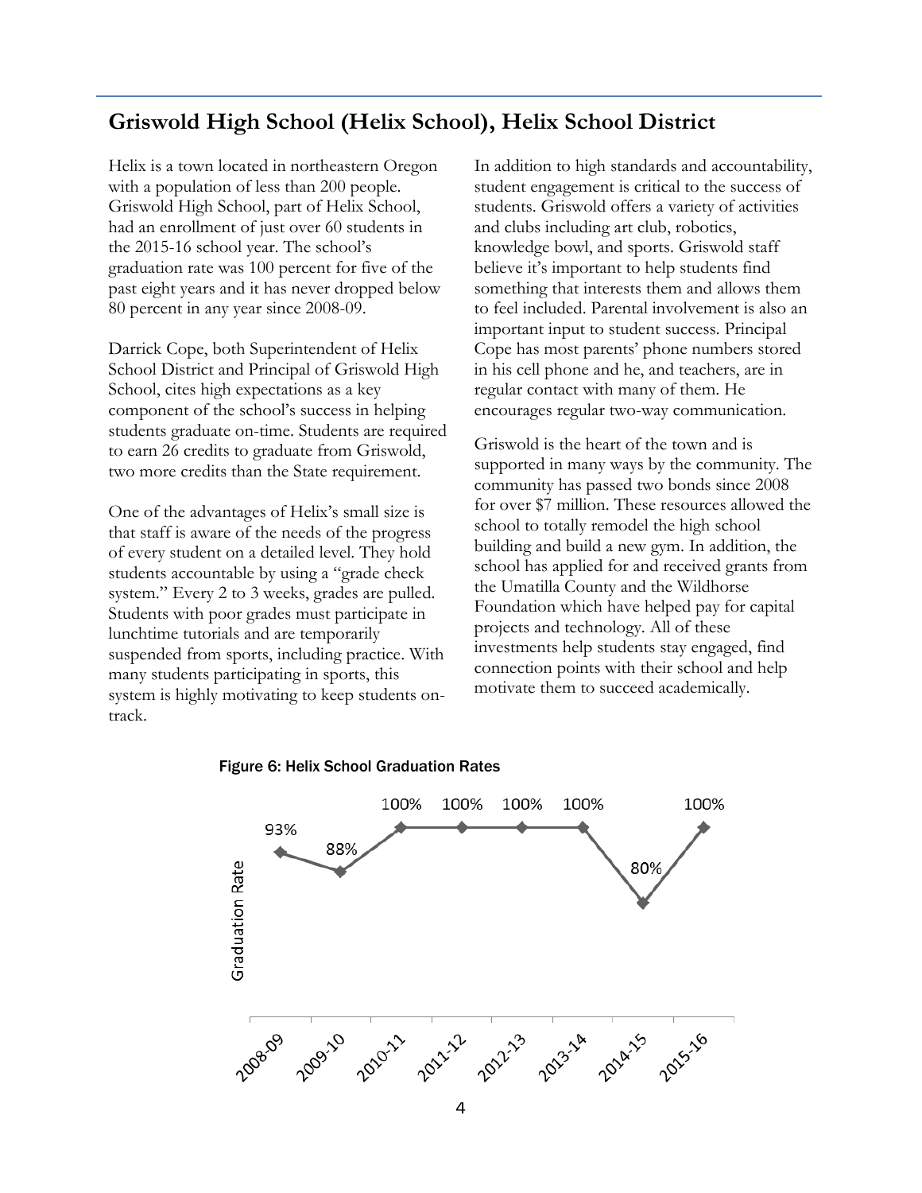## Griswold High School (Helix School), Helix School District

Helix is a town located in northeastern Oregon with a population of less than 200 people. Griswold High School, part of Helix School, had an enrollment of just over 60 students in the 2015-16 school year. The school's graduation rate was 100 percent for five of the past eight years and it has never dropped below 80 percent in any year since 2008-09.

Darrick Cope, both Superintendent of Helix School District and Principal of Griswold High School, cites high expectations as a key component of the school's success in helping students graduate on-time. Students are required to earn 26 credits to graduate from Griswold, two more credits than the State requirement.

One of the advantages of Helix's small size is that staff is aware of the needs of the progress of every student on a detailed level. They hold students accountable by using a "grade check system." Every 2 to 3 weeks, grades are pulled. Students with poor grades must participate in lunchtime tutorials and are temporarily suspended from sports, including practice. With many students participating in sports, this system is highly motivating to keep students on-track.

In addition to high standards and accountability, student engagement is critical to the success of students. Griswold offers a variety of activities and clubs including art club, robotics, knowledge bowl, and sports. Griswold staff believe it's important to help students find something that interests them and allows them to feel included. Parental involvement is also an important input to student success. Principal Cope has most parents' phone numbers stored in his cell phone and he, and teachers, are in regular contact with many of them. He encourages regular two-way communication.

Griswold is the heart of the town and is supported in many ways by the community. The community has passed two bonds since 2008 for over $7 million. These resources allowed the school to totally remodel the high school building and build a new gym. In addition, the school has applied for and received grants from the Umatilla County and the Wildhorse Foundation which have helped pay for capital projects and technology. All of these investments help students stay engaged, find connection points with their school and help motivate them to succeed academically.

**Figure 6: Helix School Graduation Rates**

| School Year | Graduation Rate |
|---|---|
| 2008-09 | 93% |
| 2009-10 | 88% |
| 2010-11 | 100% |
| 2011-12 | 100% |
| 2012-13 | 100% |
| 2013-14 | 100% |
| 2014-15 | 80% |
| 2015-16 | 100% |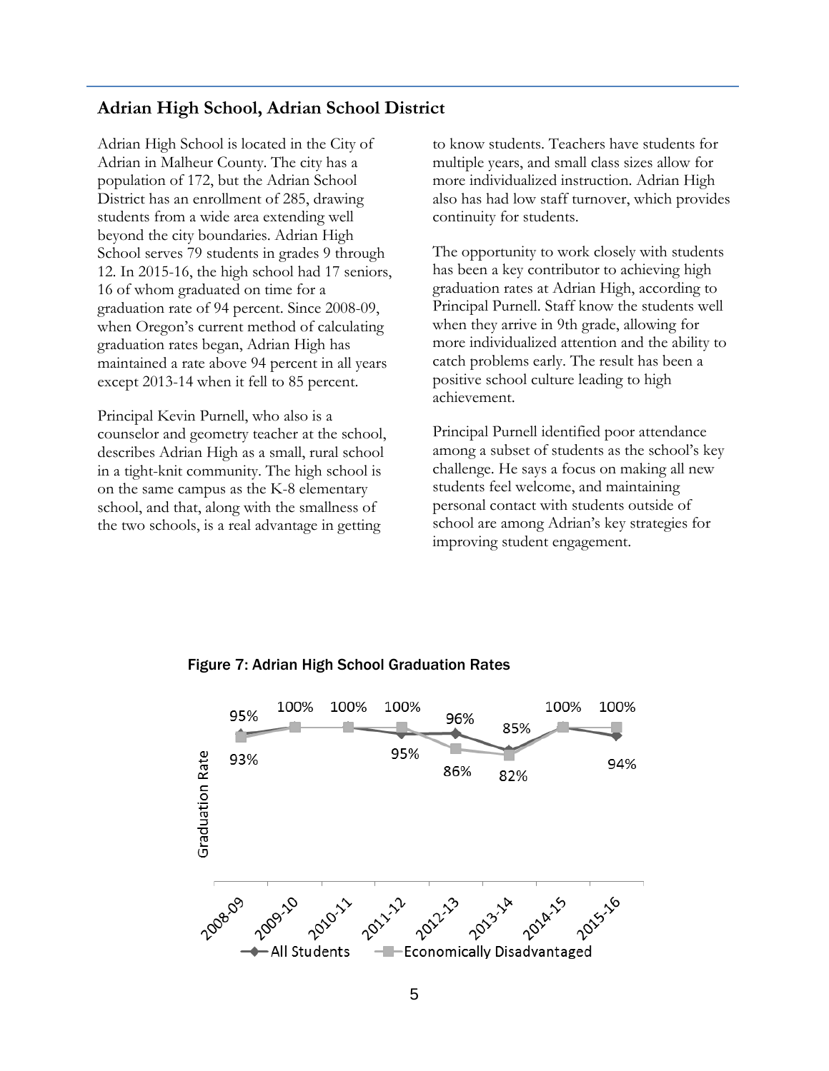## Adrian High School, Adrian School District

Adrian High School is located in the City of Adrian in Malheur County. The city has a population of 172, but the Adrian School District has an enrollment of 285, drawing students from a wide area extending well beyond the city boundaries. Adrian High School serves 79 students in grades 9 through 12. In 2015-16, the high school had 17 seniors, 16 of whom graduated on time for a graduation rate of 94 percent. Since 2008-09, when Oregon's current method of calculating graduation rates began, Adrian High has maintained a rate above 94 percent in all years except 2013-14 when it fell to 85 percent.

Principal Kevin Purnell, who also is a counselor and geometry teacher at the school, describes Adrian High as a small, rural school in a tight-knit community. The high school is on the same campus as the K-8 elementary school, and that, along with the smallness of the two schools, is a real advantage in getting to know students. Teachers have students for multiple years, and small class sizes allow for more individualized instruction. Adrian High also has had low staff turnover, which provides continuity for students.

The opportunity to work closely with students has been a key contributor to achieving high graduation rates at Adrian High, according to Principal Purnell. Staff know the students well when they arrive in 9th grade, allowing for more individualized attention and the ability to catch problems early. The result has been a positive school culture leading to high achievement.

Principal Purnell identified poor attendance among a subset of students as the school's key challenge. He says a focus on making all new students feel welcome, and maintaining personal contact with students outside of school are among Adrian's key strategies for improving student engagement.

**Figure 7: Adrian High School Graduation Rates**

| Year | All Students | Economically Disadvantaged |
|---|---|---|
| 2008-09 | 95% | 93% |
| 2009-10 | 100% | 100% |
| 2010-11 | 100% | 100% |
| 2011-12 | 95% | 100% |
| 2012-13 | 96% | 86% |
| 2013-14 | 85% | 82% |
| 2014-15 | 100% | 100% |
| 2015-16 | 94% | 100% |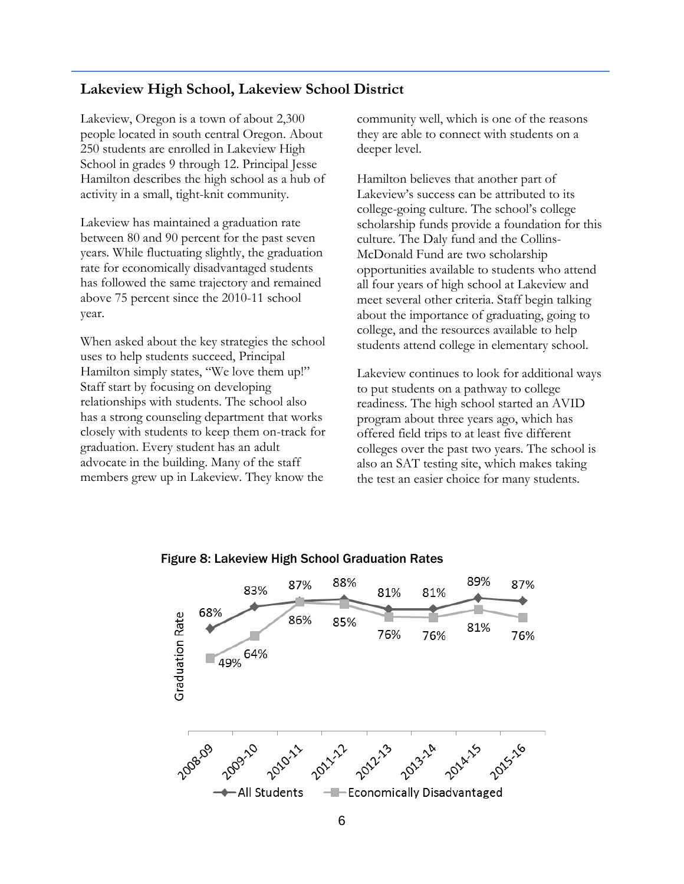## Lakeview High School, Lakeview School District

Lakeview, Oregon is a town of about 2,300 people located in south central Oregon. About 250 students are enrolled in Lakeview High School in grades 9 through 12. Principal Jesse Hamilton describes the high school as a hub of activity in a small, tight-knit community.

Lakeview has maintained a graduation rate between 80 and 90 percent for the past seven years. While fluctuating slightly, the graduation rate for economically disadvantaged students has followed the same trajectory and remained above 75 percent since the 2010-11 school year.

When asked about the key strategies the school uses to help students succeed, Principal Hamilton simply states, "We love them up!" Staff start by focusing on developing relationships with students. The school also has a strong counseling department that works closely with students to keep them on-track for graduation. Every student has an adult advocate in the building. Many of the staff members grew up in Lakeview. They know the community well, which is one of the reasons they are able to connect with students on a deeper level.

Hamilton believes that another part of Lakeview's success can be attributed to its college-going culture. The school's college scholarship funds provide a foundation for this culture. The Daly fund and the Collins-McDonald Fund are two scholarship opportunities available to students who attend all four years of high school at Lakeview and meet several other criteria. Staff begin talking about the importance of graduating, going to college, and the resources available to help students attend college in elementary school.

Lakeview continues to look for additional ways to put students on a pathway to college readiness. The high school started an AVID program about three years ago, which has offered field trips to at least five different colleges over the past two years. The school is also an SAT testing site, which makes taking the test an easier choice for many students.

**Figure 8: Lakeview High School Graduation Rates**

| Graduation Rate | 2008-09 | 2009-10 | 2010-11 | 2011-12 | 2012-13 | 2013-14 | 2014-15 | 2015-16 |
|---|---|---|---|---|---|---|---|---|
| All Students | 68% | 83% | 87% | 88% | 81% | 81% | 89% | 87% |
| Economically Disadvantaged | 49% | 64% | 86% | 85% | 76% | 76% | 81% | 76% |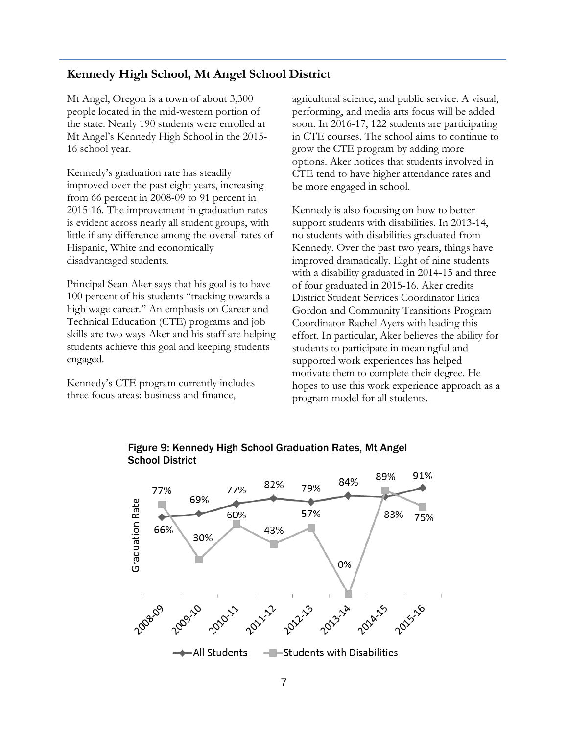## Kennedy High School, Mt Angel School District

Mt Angel, Oregon is a town of about 3,300 people located in the mid-western portion of the state. Nearly 190 students were enrolled at Mt Angel's Kennedy High School in the 2015-16 school year.

Kennedy's graduation rate has steadily improved over the past eight years, increasing from 66 percent in 2008-09 to 91 percent in 2015-16. The improvement in graduation rates is evident across nearly all student groups, with little if any difference among the overall rates of Hispanic, White and economically disadvantaged students.

Principal Sean Aker says that his goal is to have 100 percent of his students "tracking towards a high wage career." An emphasis on Career and Technical Education (CTE) programs and job skills are two ways Aker and his staff are helping students achieve this goal and keeping students engaged.

Kennedy's CTE program currently includes three focus areas: business and finance, agricultural science, and public service. A visual, performing, and media arts focus will be added soon. In 2016-17, 122 students are participating in CTE courses. The school aims to continue to grow the CTE program by adding more options. Aker notices that students involved in CTE tend to have higher attendance rates and be more engaged in school.

Kennedy is also focusing on how to better support students with disabilities. In 2013-14, no students with disabilities graduated from Kennedy. Over the past two years, things have improved dramatically. Eight of nine students with a disability graduated in 2014-15 and three of four graduated in 2015-16. Aker credits District Student Services Coordinator Erica Gordon and Community Transitions Program Coordinator Rachel Ayers with leading this effort. In particular, Aker believes the ability for students to participate in meaningful and supported work experiences has helped motivate them to complete their degree. He hopes to use this work experience approach as a program model for all students.

Figure 9: Kennedy High School Graduation Rates, Mt Angel School District

Graduation Rate

2008-09 2009-10 2010-11 2011-12 2012-13 2013-14 2014-15 2015-16

All Students: 66% 69% 77% 82% 79% 84% 83% 91%

Students with Disabilities: 77% 30% 60% 43% 57% 0% 89% 75%